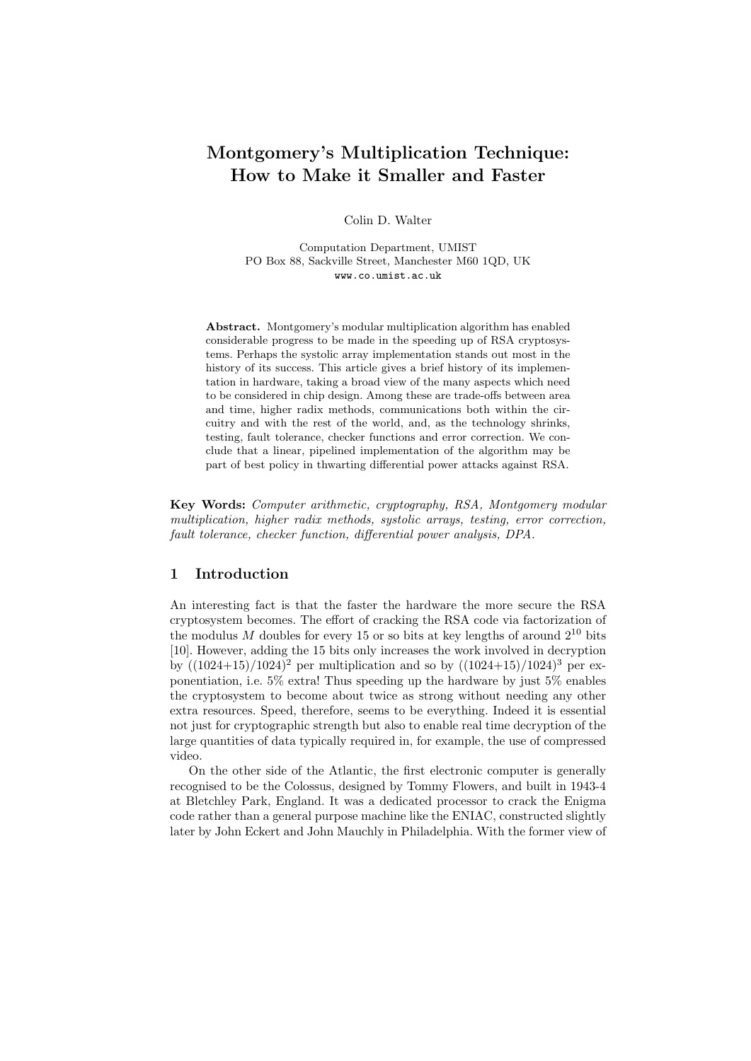# Montgomery's Multiplication Technique: How to Make it Smaller and Faster

Colin D. Walter

Computation Department, UMIST
PO Box 88, Sackville Street, Manchester M60 1QD, UK
www.co.umist.ac.uk

**Abstract.** Montgomery's modular multiplication algorithm has enabled considerable progress to be made in the speeding up of RSA cryptosystems. Perhaps the systolic array implementation stands out most in the history of its success. This article gives a brief history of its implementation in hardware, taking a broad view of the many aspects which need to be considered in chip design. Among these are trade-offs between area and time, higher radix methods, communications both within the circuitry and with the rest of the world, and, as the technology shrinks, testing, fault tolerance, checker functions and error correction. We conclude that a linear, pipelined implementation of the algorithm may be part of best policy in thwarting differential power attacks against RSA.

**Key Words:** *Computer arithmetic, cryptography, RSA, Montgomery modular multiplication, higher radix methods, systolic arrays, testing, error correction, fault tolerance, checker function, differential power analysis, DPA.*

## 1 Introduction

An interesting fact is that the faster the hardware the more secure the RSA cryptosystem becomes. The effort of cracking the RSA code via factorization of the modulus $M$ doubles for every 15 or so bits at key lengths of around $2^{10}$ bits [10]. However, adding the 15 bits only increases the work involved in decryption by $((1024+15)/1024)^2$ per multiplication and so by $((1024+15)/1024)^3$ per exponentiation, i.e. 5% extra! Thus speeding up the hardware by just 5% enables the cryptosystem to become about twice as strong without needing any other extra resources. Speed, therefore, seems to be everything. Indeed it is essential not just for cryptographic strength but also to enable real time decryption of the large quantities of data typically required in, for example, the use of compressed video.

On the other side of the Atlantic, the first electronic computer is generally recognised to be the Colossus, designed by Tommy Flowers, and built in 1943-4 at Bletchley Park, England. It was a dedicated processor to crack the Enigma code rather than a general purpose machine like the ENIAC, constructed slightly later by John Eckert and John Mauchly in Philadelphia. With the former view of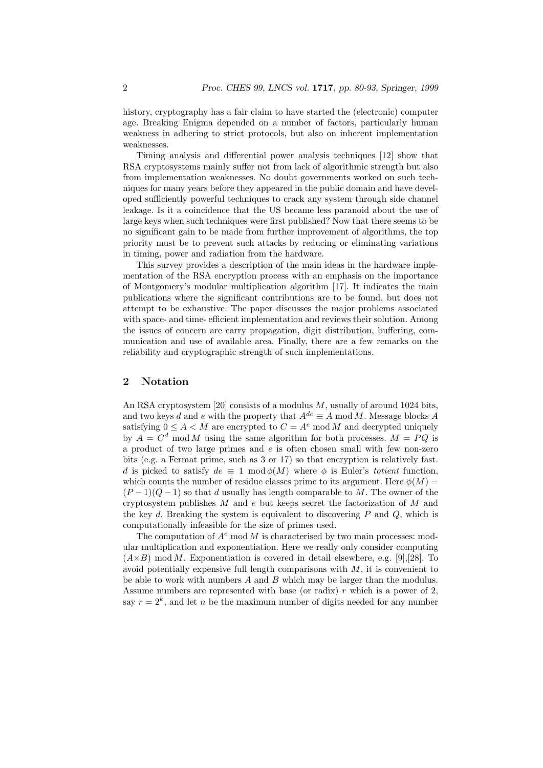history, cryptography has a fair claim to have started the (electronic) computer age. Breaking Enigma depended on a number of factors, particularly human weakness in adhering to strict protocols, but also on inherent implementation weaknesses.

Timing analysis and differential power analysis techniques [12] show that RSA cryptosystems mainly suffer not from lack of algorithmic strength but also from implementation weaknesses. No doubt governments worked on such techniques for many years before they appeared in the public domain and have developed sufficiently powerful techniques to crack any system through side channel leakage. Is it a coincidence that the US became less paranoid about the use of large keys when such techniques were first published? Now that there seems to be no significant gain to be made from further improvement of algorithms, the top priority must be to prevent such attacks by reducing or eliminating variations in timing, power and radiation from the hardware.

This survey provides a description of the main ideas in the hardware implementation of the RSA encryption process with an emphasis on the importance of Montgomery's modular multiplication algorithm [17]. It indicates the main publications where the significant contributions are to be found, but does not attempt to be exhaustive. The paper discusses the major problems associated with space- and time- efficient implementation and reviews their solution. Among the issues of concern are carry propagation, digit distribution, buffering, communication and use of available area. Finally, there are a few remarks on the reliability and cryptographic strength of such implementations.

## 2 Notation

An RSA cryptosystem [20] consists of a modulus $M$, usually of around 1024 bits, and two keys $d$ and $e$ with the property that $A^{de} \equiv A \bmod M$. Message blocks $A$ satisfying $0 \leq A < M$ are encrypted to $C = A^e \bmod M$ and decrypted uniquely by $A = C^d \bmod M$ using the same algorithm for both processes. $M = PQ$ is a product of two large primes and $e$ is often chosen small with few non-zero bits (e.g. a Fermat prime, such as 3 or 17) so that encryption is relatively fast. $d$ is picked to satisfy $de \equiv 1 \bmod \phi(M)$ where $\phi$ is Euler's *totient* function, which counts the number of residue classes prime to its argument. Here $\phi(M) = (P-1)(Q-1)$ so that $d$ usually has length comparable to $M$. The owner of the cryptosystem publishes $M$ and $e$ but keeps secret the factorization of $M$ and the key $d$. Breaking the system is equivalent to discovering $P$ and $Q$, which is computationally infeasible for the size of primes used.

The computation of $A^e \bmod M$ is characterised by two main processes: modular multiplication and exponentiation. Here we really only consider computing $(A \times B) \bmod M$. Exponentiation is covered in detail elsewhere, e.g. [9],[28]. To avoid potentially expensive full length comparisons with $M$, it is convenient to be able to work with numbers $A$ and $B$ which may be larger than the modulus. Assume numbers are represented with base (or radix) $r$ which is a power of 2, say $r = 2^k$, and let $n$ be the maximum number of digits needed for any number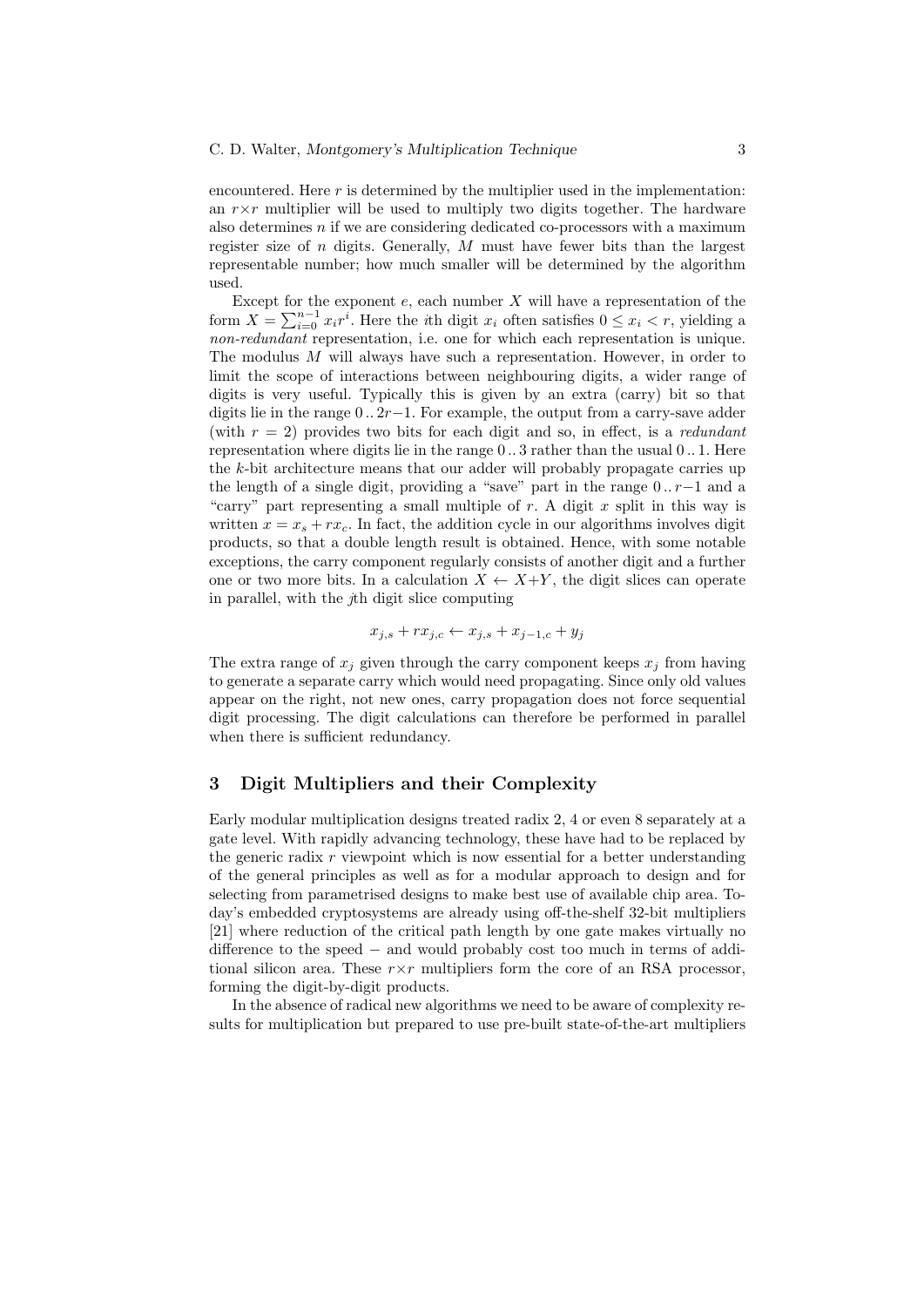encountered. Here $r$ is determined by the multiplier used in the implementation: an $r \times r$ multiplier will be used to multiply two digits together. The hardware also determines $n$ if we are considering dedicated co-processors with a maximum register size of $n$ digits. Generally, $M$ must have fewer bits than the largest representable number; how much smaller will be determined by the algorithm used.

Except for the exponent $e$, each number $X$ will have a representation of the form $X = \sum_{i=0}^{n-1} x_i r^i$. Here the $i$th digit $x_i$ often satisfies $0 \leq x_i < r$, yielding a *non-redundant* representation, i.e. one for which each representation is unique. The modulus $M$ will always have such a representation. However, in order to limit the scope of interactions between neighbouring digits, a wider range of digits is very useful. Typically this is given by an extra (carry) bit so that digits lie in the range $0 \,..\, 2r-1$. For example, the output from a carry-save adder (with $r = 2$) provides two bits for each digit and so, in effect, is a *redundant* representation where digits lie in the range $0 \,..\, 3$ rather than the usual $0 \,..\, 1$. Here the $k$-bit architecture means that our adder will probably propagate carries up the length of a single digit, providing a "save" part in the range $0 \,..\, r-1$ and a "carry" part representing a small multiple of $r$. A digit $x$ split in this way is written $x = x_s + rx_c$. In fact, the addition cycle in our algorithms involves digit products, so that a double length result is obtained. Hence, with some notable exceptions, the carry component regularly consists of another digit and a further one or two more bits. In a calculation $X \leftarrow X+Y$, the digit slices can operate in parallel, with the $j$th digit slice computing

$$x_{j,s} + rx_{j,c} \leftarrow x_{j,s} + x_{j-1,c} + y_j$$

The extra range of $x_j$ given through the carry component keeps $x_j$ from having to generate a separate carry which would need propagating. Since only old values appear on the right, not new ones, carry propagation does not force sequential digit processing. The digit calculations can therefore be performed in parallel when there is sufficient redundancy.

## 3 Digit Multipliers and their Complexity

Early modular multiplication designs treated radix 2, 4 or even 8 separately at a gate level. With rapidly advancing technology, these have had to be replaced by the generic radix $r$ viewpoint which is now essential for a better understanding of the general principles as well as for a modular approach to design and for selecting from parametrised designs to make best use of available chip area. Today's embedded cryptosystems are already using off-the-shelf 32-bit multipliers [21] where reduction of the critical path length by one gate makes virtually no difference to the speed − and would probably cost too much in terms of additional silicon area. These $r \times r$ multipliers form the core of an RSA processor, forming the digit-by-digit products.

In the absence of radical new algorithms we need to be aware of complexity results for multiplication but prepared to use pre-built state-of-the-art multipliers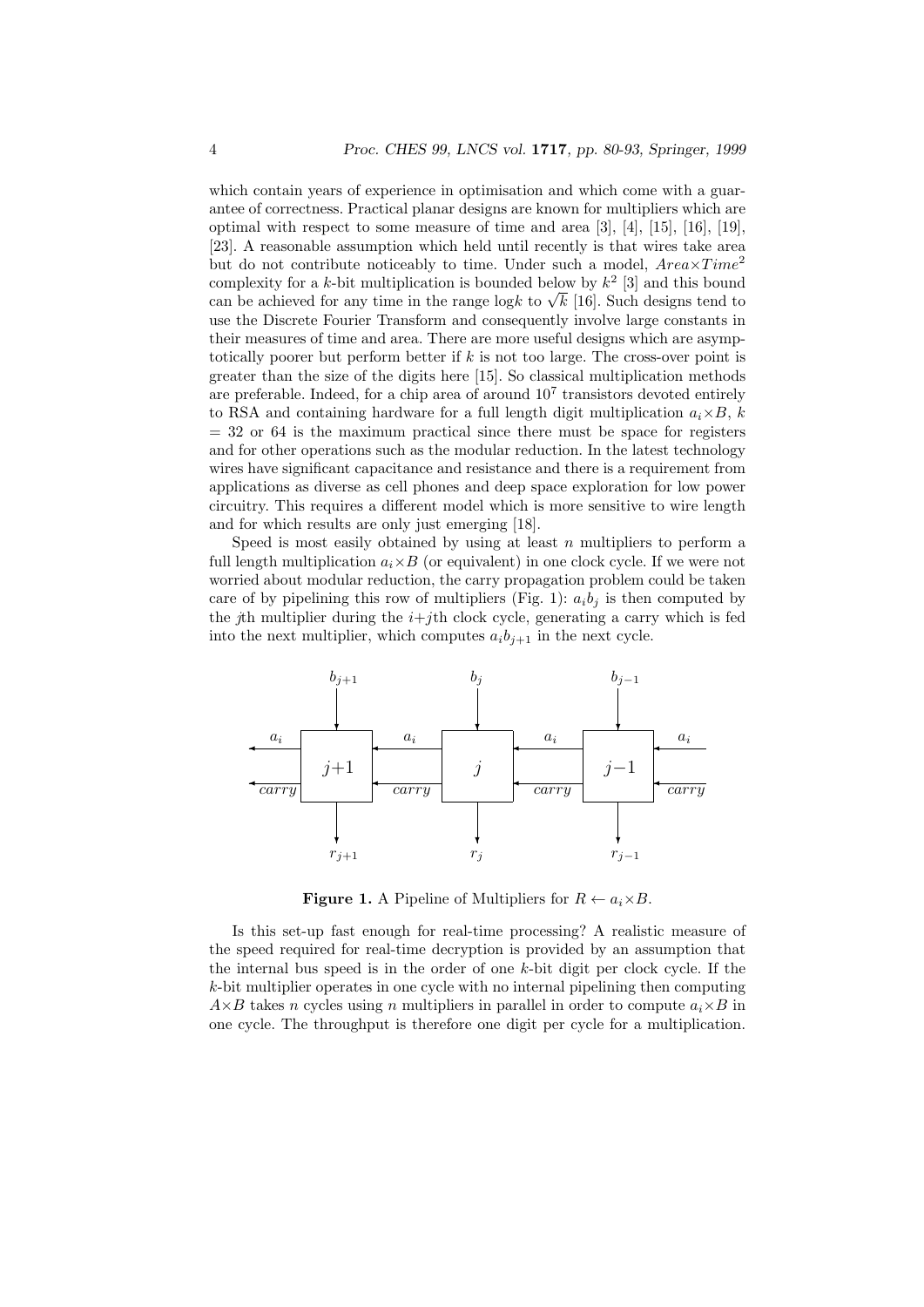which contain years of experience in optimisation and which come with a guarantee of correctness. Practical planar designs are known for multipliers which are optimal with respect to some measure of time and area [3], [4], [15], [16], [19], [23]. A reasonable assumption which held until recently is that wires take area but do not contribute noticeably to time. Under such a model, $Area \times Time^2$ complexity for a $k$-bit multiplication is bounded below by $k^2$ [3] and this bound can be achieved for any time in the range $\log k$ to $\sqrt{k}$ [16]. Such designs tend to use the Discrete Fourier Transform and consequently involve large constants in their measures of time and area. There are more useful designs which are asymptotically poorer but perform better if $k$ is not too large. The cross-over point is greater than the size of the digits here [15]. So classical multiplication methods are preferable. Indeed, for a chip area of around $10^7$ transistors devoted entirely to RSA and containing hardware for a full length digit multiplication $a_i \times B$, $k = 32$ or 64 is the maximum practical since there must be space for registers and for other operations such as the modular reduction. In the latest technology wires have significant capacitance and resistance and there is a requirement from applications as diverse as cell phones and deep space exploration for low power circuitry. This requires a different model which is more sensitive to wire length and for which results are only just emerging [18].

Speed is most easily obtained by using at least $n$ multipliers to perform a full length multiplication $a_i \times B$ (or equivalent) in one clock cycle. If we were not worried about modular reduction, the carry propagation problem could be taken care of by pipelining this row of multipliers (Fig. 1): $a_i b_j$ is then computed by the $j$th multiplier during the $i+j$th clock cycle, generating a carry which is fed into the next multiplier, which computes $a_i b_{j+1}$ in the next cycle.

**Figure 1.** A Pipeline of Multipliers for $R \leftarrow a_i \times B$.

Is this set-up fast enough for real-time processing? A realistic measure of the speed required for real-time decryption is provided by an assumption that the internal bus speed is in the order of one $k$-bit digit per clock cycle. If the $k$-bit multiplier operates in one cycle with no internal pipelining then computing $A \times B$ takes $n$ cycles using $n$ multipliers in parallel in order to compute $a_i \times B$ in one cycle. The throughput is therefore one digit per cycle for a multiplication.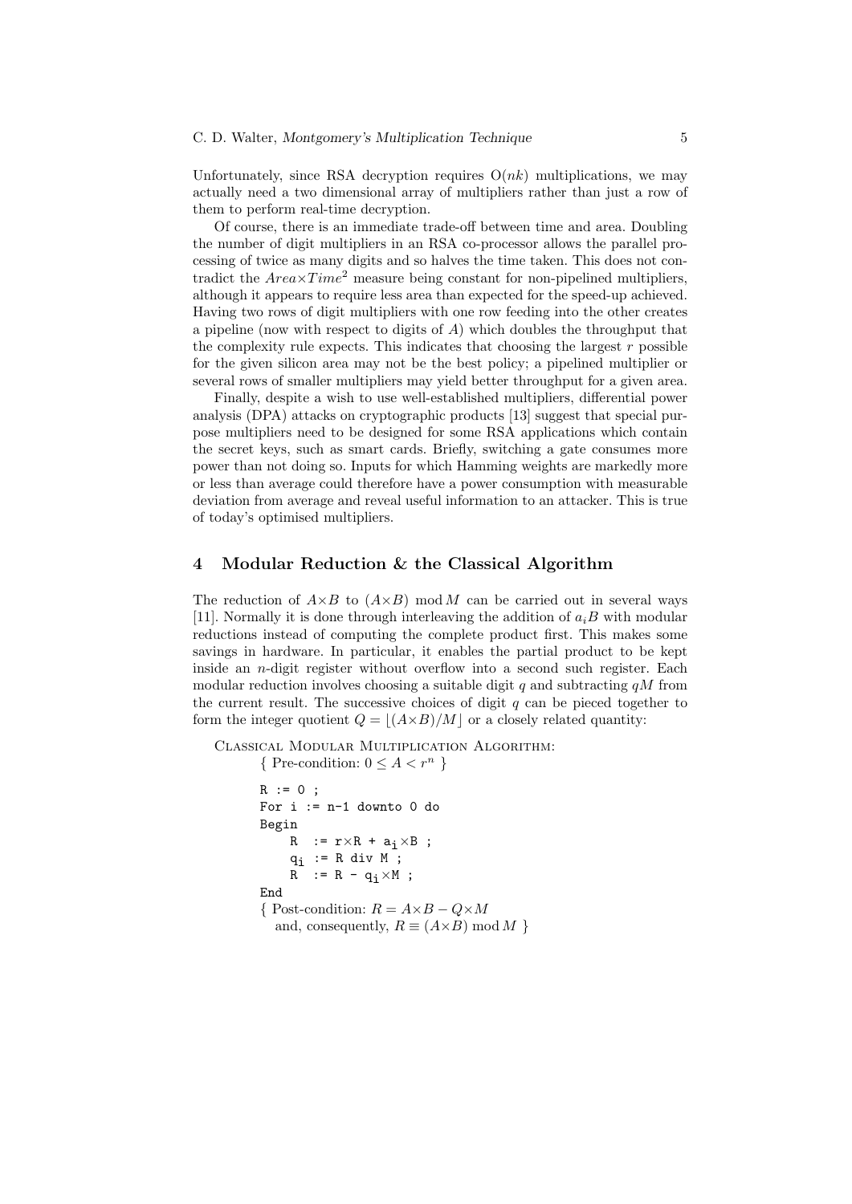Unfortunately, since RSA decryption requires $O(nk)$ multiplications, we may actually need a two dimensional array of multipliers rather than just a row of them to perform real-time decryption.

Of course, there is an immediate trade-off between time and area. Doubling the number of digit multipliers in an RSA co-processor allows the parallel processing of twice as many digits and so halves the time taken. This does not contradict the $Area \times Time^2$ measure being constant for non-pipelined multipliers, although it appears to require less area than expected for the speed-up achieved. Having two rows of digit multipliers with one row feeding into the other creates a pipeline (now with respect to digits of $A$) which doubles the throughput that the complexity rule expects. This indicates that choosing the largest $r$ possible for the given silicon area may not be the best policy; a pipelined multiplier or several rows of smaller multipliers may yield better throughput for a given area.

Finally, despite a wish to use well-established multipliers, differential power analysis (DPA) attacks on cryptographic products [13] suggest that special purpose multipliers need to be designed for some RSA applications which contain the secret keys, such as smart cards. Briefly, switching a gate consumes more power than not doing so. Inputs for which Hamming weights are markedly more or less than average could therefore have a power consumption with measurable deviation from average and reveal useful information to an attacker. This is true of today's optimised multipliers.

## 4 Modular Reduction & the Classical Algorithm

The reduction of $A \times B$ to $(A \times B) \bmod M$ can be carried out in several ways [11]. Normally it is done through interleaving the addition of $a_i B$ with modular reductions instead of computing the complete product first. This makes some savings in hardware. In particular, it enables the partial product to be kept inside an $n$-digit register without overflow into a second such register. Each modular reduction involves choosing a suitable digit $q$ and subtracting $qM$ from the current result. The successive choices of digit $q$ can be pieced together to form the integer quotient $Q = \lfloor (A \times B)/M \rfloor$ or a closely related quantity:

Classical Modular Multiplication Algorithm:

{ Pre-condition: $0 \leq A < r^n$ }

```
R := 0 ;
For i := n-1 downto 0 do
Begin
    R  := r×R + a_i×B ;
    q_i := R div M ;
    R  := R - q_i×M ;
End
```

{ Post-condition: $R = A \times B - Q \times M$
and, consequently, $R \equiv (A \times B) \bmod M$ }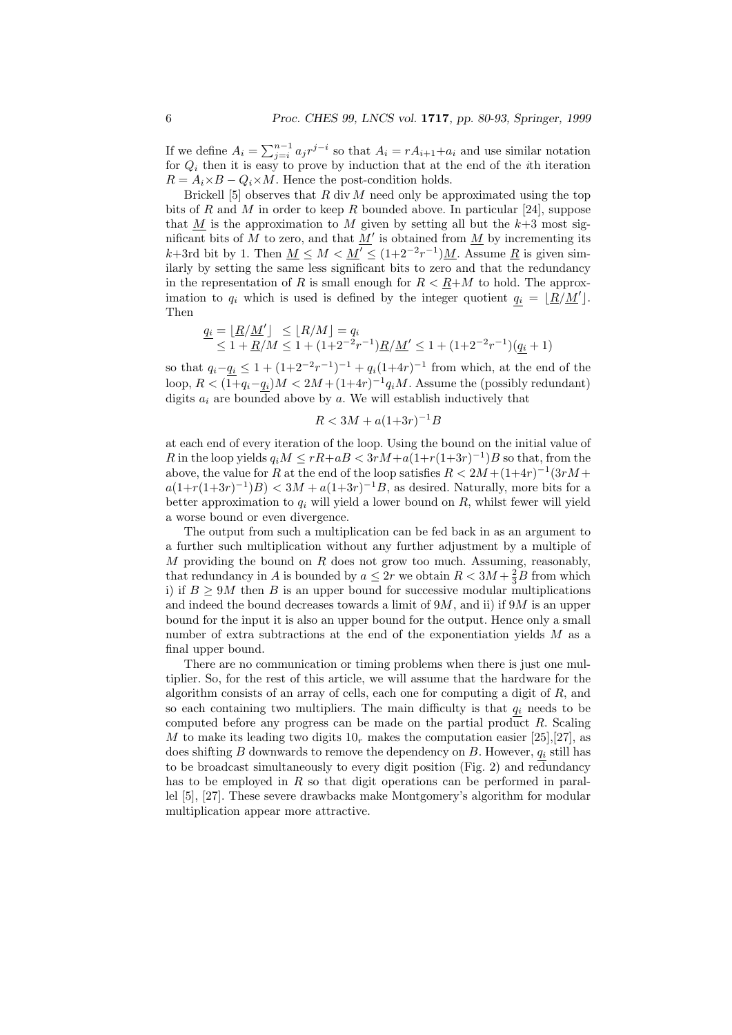If we define $A_i = \sum_{j=i}^{n-1} a_j r^{j-i}$ so that $A_i = rA_{i+1}+a_i$ and use similar notation for $Q_i$ then it is easy to prove by induction that at the end of the $i$th iteration $R = A_i \times B - Q_i \times M$. Hence the post-condition holds.

Brickell [5] observes that $R \text{ div } M$ need only be approximated using the top bits of $R$ and $M$ in order to keep $R$ bounded above. In particular [24], suppose that $\underline{M}$ is the approximation to $M$ given by setting all but the $k$+3 most significant bits of $M$ to zero, and that $\underline{M}'$ is obtained from $\underline{M}$ by incrementing its $k$+3rd bit by 1. Then $\underline{M} \le M < \underline{M}' \le (1{+}2^{-2}r^{-1})\underline{M}$. Assume $\underline{R}$ is given similarly by setting the same less significant bits to zero and that the redundancy in the representation of $R$ is small enough for $R < \underline{R}{+}M$ to hold. The approximation to $q_i$ which is used is defined by the integer quotient $\underline{q_i} = \lfloor \underline{R}/\underline{M}' \rfloor$. Then

$$
\begin{aligned}
\underline{q_i} = \lfloor \underline{R}/\underline{M}' \rfloor \;\; &\le \lfloor R/M \rfloor = q_i \\
&\le 1 + \underline{R}/M \le 1 + (1{+}2^{-2}r^{-1})\underline{R}/\underline{M}' \le 1 + (1{+}2^{-2}r^{-1})(\underline{q_i} + 1)
\end{aligned}
$$

so that $q_i - \underline{q_i} \le 1 + (1{+}2^{-2}r^{-1})^{-1} + q_i(1{+}4r)^{-1}$ from which, at the end of the loop, $R < (1{+}q_i{-}\underline{q_i})M < 2M + (1{+}4r)^{-1}q_iM$. Assume the (possibly redundant) digits $a_i$ are bounded above by $a$. We will establish inductively that

$$R < 3M + a(1{+}3r)^{-1}B$$

at each end of every iteration of the loop. Using the bound on the initial value of $R$ in the loop yields $q_iM \le rR{+}aB < 3rM{+}a(1{+}r(1{+}3r)^{-1})B$ so that, from the above, the value for $R$ at the end of the loop satisfies $R < 2M + (1{+}4r)^{-1}(3rM + a(1{+}r(1{+}3r)^{-1})B) < 3M + a(1{+}3r)^{-1}B$, as desired. Naturally, more bits for a better approximation to $q_i$ will yield a lower bound on $R$, whilst fewer will yield a worse bound or even divergence.

The output from such a multiplication can be fed back in as an argument to a further such multiplication without any further adjustment by a multiple of $M$ providing the bound on $R$ does not grow too much. Assuming, reasonably, that redundancy in $A$ is bounded by $a \le 2r$ we obtain $R < 3M + \frac{2}{3}B$ from which i) if $B \ge 9M$ then $B$ is an upper bound for successive modular multiplications and indeed the bound decreases towards a limit of $9M$, and ii) if $9M$ is an upper bound for the input it is also an upper bound for the output. Hence only a small number of extra subtractions at the end of the exponentiation yields $M$ as a final upper bound.

There are no communication or timing problems when there is just one multiplier. So, for the rest of this article, we will assume that the hardware for the algorithm consists of an array of cells, each one for computing a digit of $R$, and so each containing two multipliers. The main difficulty is that $\underline{q_i}$ needs to be computed before any progress can be made on the partial product $R$. Scaling $M$ to make its leading two digits $10_r$ makes the computation easier [25],[27], as does shifting $B$ downwards to remove the dependency on $B$. However, $\underline{q_i}$ still has to be broadcast simultaneously to every digit position (Fig. 2) and redundancy has to be employed in $R$ so that digit operations can be performed in parallel [5], [27]. These severe drawbacks make Montgomery's algorithm for modular multiplication appear more attractive.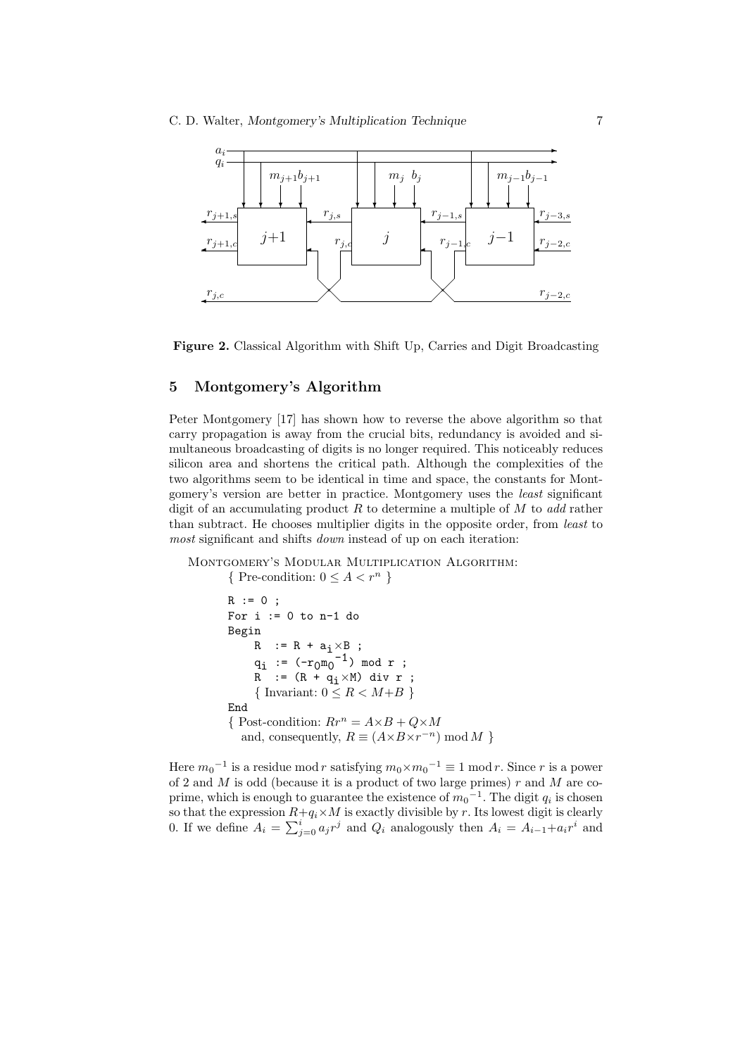**Figure 2.** Classical Algorithm with Shift Up, Carries and Digit Broadcasting

## 5 Montgomery's Algorithm

Peter Montgomery [17] has shown how to reverse the above algorithm so that carry propagation is away from the crucial bits, redundancy is avoided and simultaneous broadcasting of digits is no longer required. This noticeably reduces silicon area and shortens the critical path. Although the complexities of the two algorithms seem to be identical in time and space, the constants for Montgomery's version are better in practice. Montgomery uses the *least* significant digit of an accumulating product $R$ to determine a multiple of $M$ to *add* rather than subtract. He chooses multiplier digits in the opposite order, from *least* to *most* significant and shifts *down* instead of up on each iteration:

Montgomery's Modular Multiplication Algorithm:

{ Pre-condition: $0 \leq A < r^n$ }

```
R := 0 ;
For i := 0 to n-1 do
Begin
    R  := R + a_i×B ;
    q_i := (-r_0 m_0^-1) mod r ;
    R  := (R + q_i×M) div r ;
    { Invariant: 0 ≤ R < M+B }
End
```

{ Post-condition: $Rr^n = A\times B + Q\times M$
and, consequently, $R \equiv (A\times B\times r^{-n}) \bmod M$ }

Here ${m_0}^{-1}$ is a residue mod $r$ satisfying $m_0 \times {m_0}^{-1} \equiv 1 \bmod r$. Since $r$ is a power of 2 and $M$ is odd (because it is a product of two large primes) $r$ and $M$ are co-prime, which is enough to guarantee the existence of ${m_0}^{-1}$. The digit $q_i$ is chosen so that the expression $R + q_i \times M$ is exactly divisible by $r$. Its lowest digit is clearly 0. If we define $A_i = \sum_{j=0}^{i} a_j r^j$ and $Q_i$ analogously then $A_i = A_{i-1} + a_i r^i$ and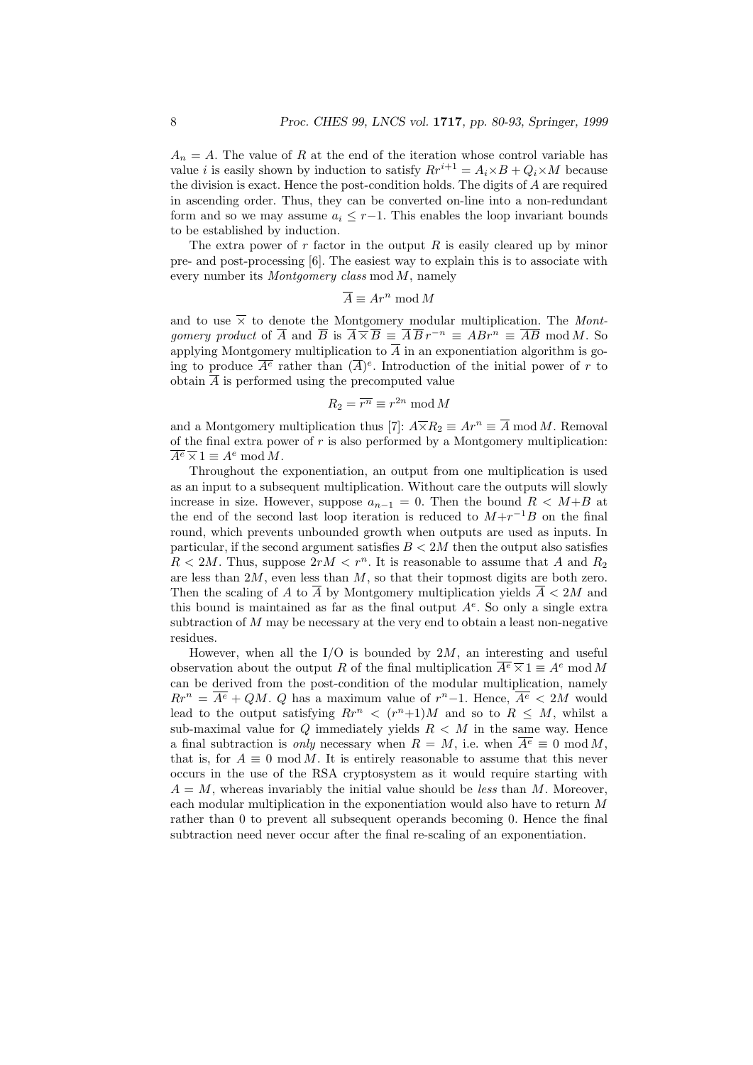$A_n = A$. The value of $R$ at the end of the iteration whose control variable has value $i$ is easily shown by induction to satisfy $Rr^{i+1} = A_i{\times}B + Q_i{\times}M$ because the division is exact. Hence the post-condition holds. The digits of $A$ are required in ascending order. Thus, they can be converted on-line into a non-redundant form and so we may assume $a_i \leq r{-}1$. This enables the loop invariant bounds to be established by induction.

The extra power of $r$ factor in the output $R$ is easily cleared up by minor pre- and post-processing [6]. The easiest way to explain this is to associate with every number its *Montgomery class* mod $M$, namely

$$\overline{A} \equiv Ar^n \bmod M$$

and to use $\overline{\times}$ to denote the Montgomery modular multiplication. The *Montgomery product* of $\overline{A}$ and $\overline{B}$ is $\overline{A}\,\overline{\times}\,\overline{B} \equiv \overline{A}\,\overline{B}\,r^{-n} \equiv ABr^n \equiv \overline{AB} \bmod M$. So applying Montgomery multiplication to $\overline{A}$ in an exponentiation algorithm is going to produce $\overline{A^e}$ rather than $(\overline{A})^e$. Introduction of the initial power of $r$ to obtain $\overline{A}$ is performed using the precomputed value

$$R_2 = \overline{r^n} \equiv r^{2n} \bmod M$$

and a Montgomery multiplication thus [7]: $A\overline{\times}R_2 \equiv Ar^n \equiv \overline{A} \bmod M$. Removal of the final extra power of $r$ is also performed by a Montgomery multiplication: $\overline{A^e}\,\overline{\times}\,1 \equiv A^e \bmod M$.

Throughout the exponentiation, an output from one multiplication is used as an input to a subsequent multiplication. Without care the outputs will slowly increase in size. However, suppose $a_{n-1} = 0$. Then the bound $R < M{+}B$ at the end of the second last loop iteration is reduced to $M{+}r^{-1}B$ on the final round, which prevents unbounded growth when outputs are used as inputs. In particular, if the second argument satisfies $B < 2M$ then the output also satisfies $R < 2M$. Thus, suppose $2rM < r^n$. It is reasonable to assume that $A$ and $R_2$ are less than $2M$, even less than $M$, so that their topmost digits are both zero. Then the scaling of $A$ to $\overline{A}$ by Montgomery multiplication yields $\overline{A} < 2M$ and this bound is maintained as far as the final output $A^e$. So only a single extra subtraction of $M$ may be necessary at the very end to obtain a least non-negative residues.

However, when all the I/O is bounded by $2M$, an interesting and useful observation about the output $R$ of the final multiplication $\overline{A^e}\,\overline{\times}\,1 \equiv A^e \bmod M$ can be derived from the post-condition of the modular multiplication, namely $Rr^n = \overline{A^e} + QM$. $Q$ has a maximum value of $r^n{-}1$. Hence, $\overline{A^e} < 2M$ would lead to the output satisfying $Rr^n < (r^n{+}1)M$ and so to $R \leq M$, whilst a sub-maximal value for $Q$ immediately yields $R < M$ in the same way. Hence a final subtraction is *only* necessary when $R = M$, i.e. when $\overline{A^e} \equiv 0 \bmod M$, that is, for $A \equiv 0 \bmod M$. It is entirely reasonable to assume that this never occurs in the use of the RSA cryptosystem as it would require starting with $A = M$, whereas invariably the initial value should be *less* than $M$. Moreover, each modular multiplication in the exponentiation would also have to return $M$ rather than 0 to prevent all subsequent operands becoming 0. Hence the final subtraction need never occur after the final re-scaling of an exponentiation.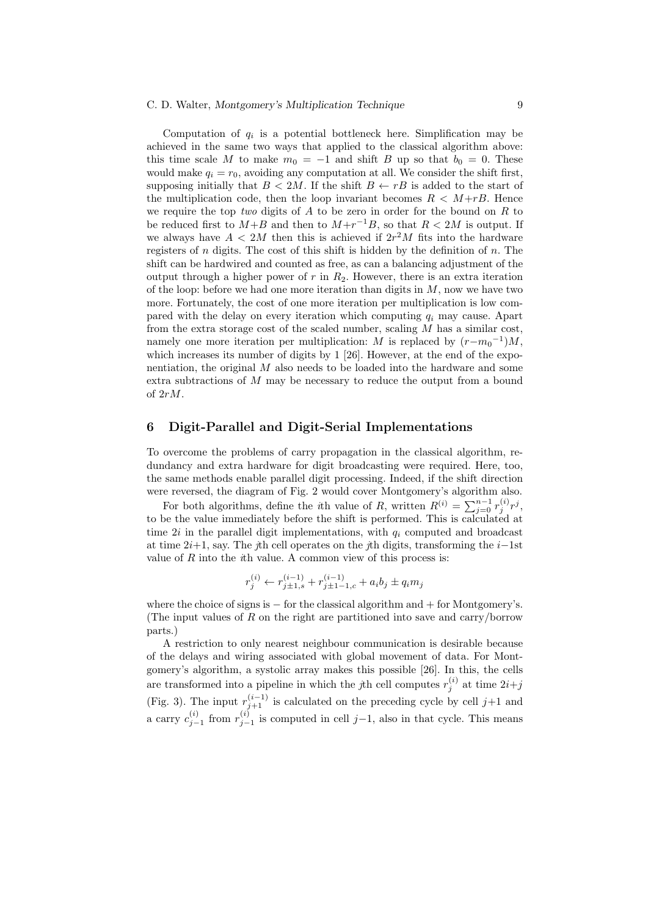Computation of $q_i$ is a potential bottleneck here. Simplification may be achieved in the same two ways that applied to the classical algorithm above: this time scale $M$ to make $m_0 = -1$ and shift $B$ up so that $b_0 = 0$. These would make $q_i = r_0$, avoiding any computation at all. We consider the shift first, supposing initially that $B < 2M$. If the shift $B \leftarrow rB$ is added to the start of the multiplication code, then the loop invariant becomes $R < M+rB$. Hence we require the top *two* digits of $A$ to be zero in order for the bound on $R$ to be reduced first to $M+B$ and then to $M+r^{-1}B$, so that $R < 2M$ is output. If we always have $A < 2M$ then this is achieved if $2r^2M$ fits into the hardware registers of $n$ digits. The cost of this shift is hidden by the definition of $n$. The shift can be hardwired and counted as free, as can a balancing adjustment of the output through a higher power of $r$ in $R_2$. However, there is an extra iteration of the loop: before we had one more iteration than digits in $M$, now we have two more. Fortunately, the cost of one more iteration per multiplication is low compared with the delay on every iteration which computing $q_i$ may cause. Apart from the extra storage cost of the scaled number, scaling $M$ has a similar cost, namely one more iteration per multiplication: $M$ is replaced by $(r-{m_0}^{-1})M$, which increases its number of digits by 1 [26]. However, at the end of the exponentiation, the original $M$ also needs to be loaded into the hardware and some extra subtractions of $M$ may be necessary to reduce the output from a bound of $2rM$.

## 6 Digit-Parallel and Digit-Serial Implementations

To overcome the problems of carry propagation in the classical algorithm, redundancy and extra hardware for digit broadcasting were required. Here, too, the same methods enable parallel digit processing. Indeed, if the shift direction were reversed, the diagram of Fig. 2 would cover Montgomery's algorithm also.

For both algorithms, define the *i*th value of $R$, written $R^{(i)} = \sum_{j=0}^{n-1} r_j^{(i)} r^j$, to be the value immediately before the shift is performed. This is calculated at time $2i$ in the parallel digit implementations, with $q_i$ computed and broadcast at time $2i+1$, say. The *j*th cell operates on the *j*th digits, transforming the $i-1$st value of $R$ into the *i*th value. A common view of this process is:

$$r_j^{(i)} \leftarrow r_{j\pm1,s}^{(i-1)} + r_{j\pm1-1,c}^{(i-1)} + a_i b_j \pm q_i m_j$$

where the choice of signs is $-$ for the classical algorithm and $+$ for Montgomery's. (The input values of $R$ on the right are partitioned into save and carry/borrow parts.)

A restriction to only nearest neighbour communication is desirable because of the delays and wiring associated with global movement of data. For Montgomery's algorithm, a systolic array makes this possible [26]. In this, the cells are transformed into a pipeline in which the *j*th cell computes $r_j^{(i)}$ at time $2i+j$ (Fig. 3). The input $r_{j+1}^{(i-1)}$ is calculated on the preceding cycle by cell $j+1$ and a carry $c_{j-1}^{(i)}$ from $r_{j-1}^{(i)}$ is computed in cell $j-1$, also in that cycle. This means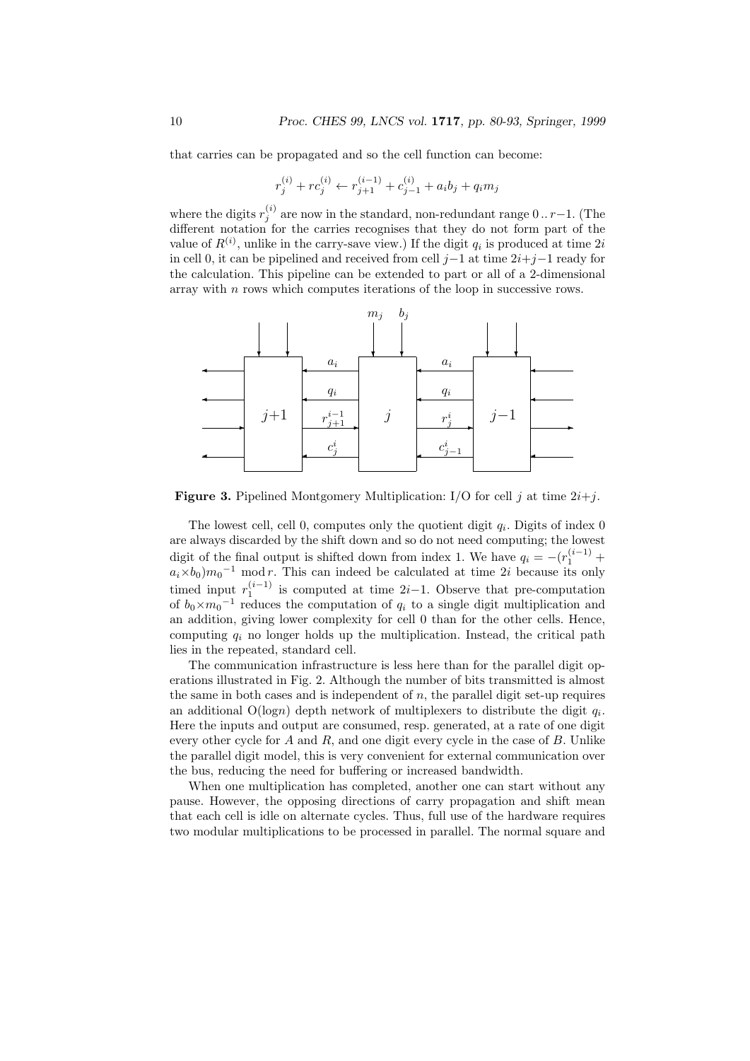that carries can be propagated and so the cell function can become:

$$r_j^{(i)} + rc_j^{(i)} \leftarrow r_{j+1}^{(i-1)} + c_{j-1}^{(i)} + a_i b_j + q_i m_j$$

where the digits $r_j^{(i)}$ are now in the standard, non-redundant range $0 \,..\, r{-}1$. (The different notation for the carries recognises that they do not form part of the value of $R^{(i)}$, unlike in the carry-save view.) If the digit $q_i$ is produced at time $2i$ in cell 0, it can be pipelined and received from cell $j{-}1$ at time $2i{+}j{-}1$ ready for the calculation. This pipeline can be extended to part or all of a 2-dimensional array with $n$ rows which computes iterations of the loop in successive rows.

**Figure 3.** Pipelined Montgomery Multiplication: I/O for cell $j$ at time $2i{+}j$.

The lowest cell, cell 0, computes only the quotient digit $q_i$. Digits of index 0 are always discarded by the shift down and so do not need computing; the lowest digit of the final output is shifted down from index 1. We have $q_i = -(r_1^{(i-1)} + a_i{\times}b_0){m_0}^{-1} \bmod r$. This can indeed be calculated at time $2i$ because its only timed input $r_1^{(i-1)}$ is computed at time $2i{-}1$. Observe that pre-computation of $b_0{\times}{m_0}^{-1}$ reduces the computation of $q_i$ to a single digit multiplication and an addition, giving lower complexity for cell 0 than for the other cells. Hence, computing $q_i$ no longer holds up the multiplication. Instead, the critical path lies in the repeated, standard cell.

The communication infrastructure is less here than for the parallel digit operations illustrated in Fig. 2. Although the number of bits transmitted is almost the same in both cases and is independent of $n$, the parallel digit set-up requires an additional $O(\log n)$ depth network of multiplexers to distribute the digit $q_i$. Here the inputs and output are consumed, resp. generated, at a rate of one digit every other cycle for $A$ and $R$, and one digit every cycle in the case of $B$. Unlike the parallel digit model, this is very convenient for external communication over the bus, reducing the need for buffering or increased bandwidth.

When one multiplication has completed, another one can start without any pause. However, the opposing directions of carry propagation and shift mean that each cell is idle on alternate cycles. Thus, full use of the hardware requires two modular multiplications to be processed in parallel. The normal square and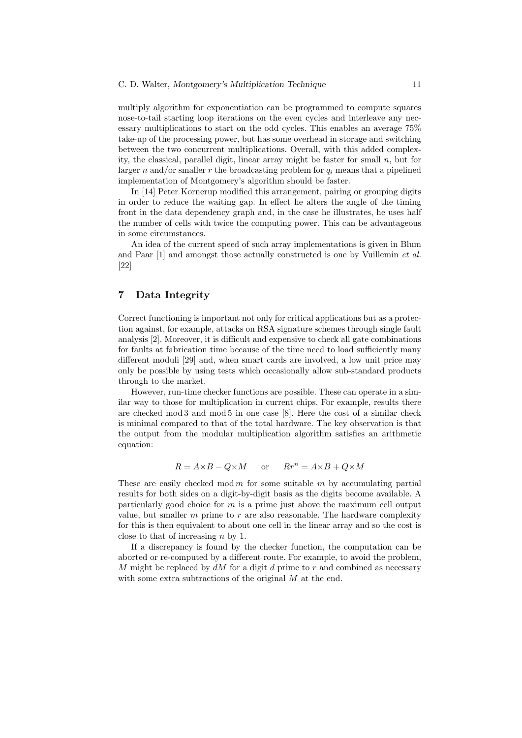multiply algorithm for exponentiation can be programmed to compute squares nose-to-tail starting loop iterations on the even cycles and interleave any necessary multiplications to start on the odd cycles. This enables an average 75% take-up of the processing power, but has some overhead in storage and switching between the two concurrent multiplications. Overall, with this added complexity, the classical, parallel digit, linear array might be faster for small $n$, but for larger $n$ and/or smaller $r$ the broadcasting problem for $q_i$ means that a pipelined implementation of Montgomery's algorithm should be faster.

In [14] Peter Kornerup modified this arrangement, pairing or grouping digits in order to reduce the waiting gap. In effect he alters the angle of the timing front in the data dependency graph and, in the case he illustrates, he uses half the number of cells with twice the computing power. This can be advantageous in some circumstances.

An idea of the current speed of such array implementations is given in Blum and Paar [1] and amongst those actually constructed is one by Vuillemin *et al.* [22]

## 7 Data Integrity

Correct functioning is important not only for critical applications but as a protection against, for example, attacks on RSA signature schemes through single fault analysis [2]. Moreover, it is difficult and expensive to check all gate combinations for faults at fabrication time because of the time need to load sufficiently many different moduli [29] and, when smart cards are involved, a low unit price may only be possible by using tests which occasionally allow sub-standard products through to the market.

However, run-time checker functions are possible. These can operate in a similar way to those for multiplication in current chips. For example, results there are checked $\bmod 3$ and $\bmod 5$ in one case [8]. Here the cost of a similar check is minimal compared to that of the total hardware. The key observation is that the output from the modular multiplication algorithm satisfies an arithmetic equation:

$$R = A{\times}B - Q{\times}M \qquad \text{or} \qquad Rr^n = A{\times}B + Q{\times}M$$

These are easily checked $\bmod m$ for some suitable $m$ by accumulating partial results for both sides on a digit-by-digit basis as the digits become available. A particularly good choice for $m$ is a prime just above the maximum cell output value, but smaller $m$ prime to $r$ are also reasonable. The hardware complexity for this is then equivalent to about one cell in the linear array and so the cost is close to that of increasing $n$ by 1.

If a discrepancy is found by the checker function, the computation can be aborted or re-computed by a different route. For example, to avoid the problem, $M$ might be replaced by $dM$ for a digit $d$ prime to $r$ and combined as necessary with some extra subtractions of the original $M$ at the end.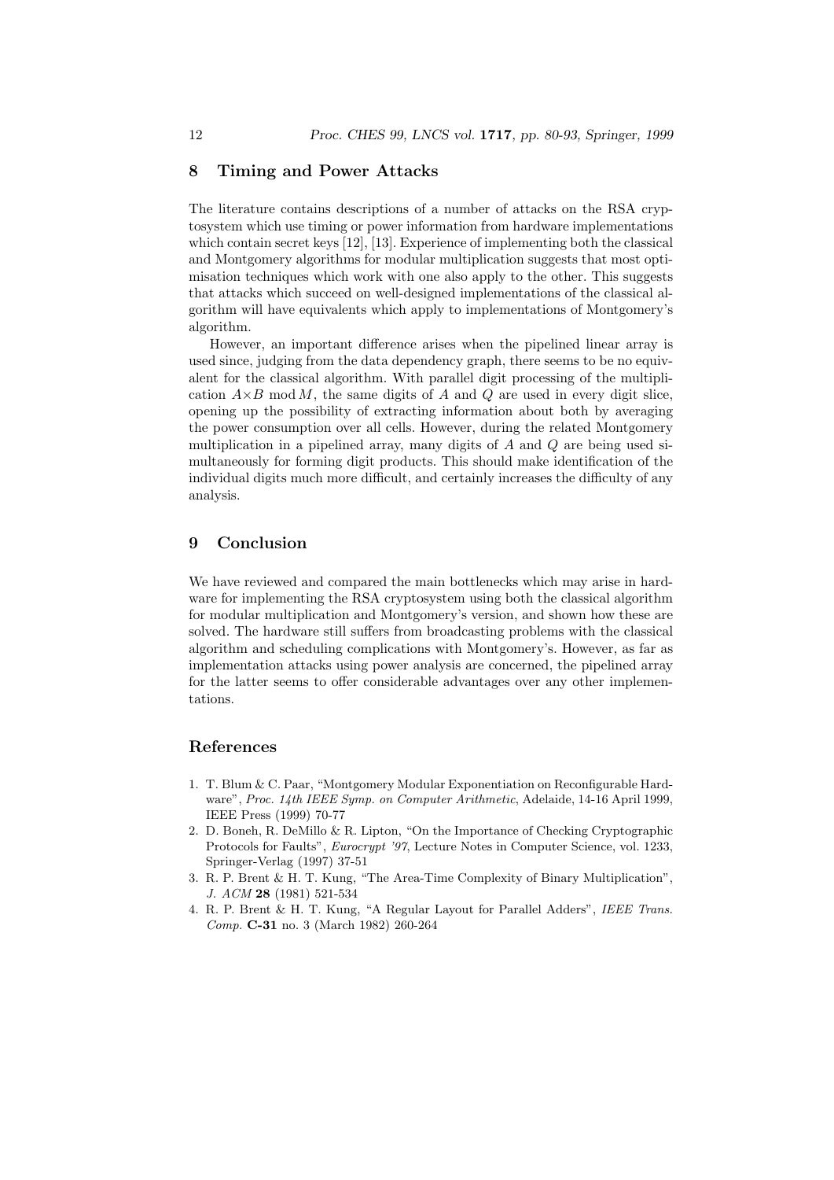## 8 Timing and Power Attacks

The literature contains descriptions of a number of attacks on the RSA cryptosystem which use timing or power information from hardware implementations which contain secret keys [12], [13]. Experience of implementing both the classical and Montgomery algorithms for modular multiplication suggests that most optimisation techniques which work with one also apply to the other. This suggests that attacks which succeed on well-designed implementations of the classical algorithm will have equivalents which apply to implementations of Montgomery's algorithm.

However, an important difference arises when the pipelined linear array is used since, judging from the data dependency graph, there seems to be no equivalent for the classical algorithm. With parallel digit processing of the multiplication $A{\times}B \bmod M$, the same digits of $A$ and $Q$ are used in every digit slice, opening up the possibility of extracting information about both by averaging the power consumption over all cells. However, during the related Montgomery multiplication in a pipelined array, many digits of $A$ and $Q$ are being used simultaneously for forming digit products. This should make identification of the individual digits much more difficult, and certainly increases the difficulty of any analysis.

## 9 Conclusion

We have reviewed and compared the main bottlenecks which may arise in hardware for implementing the RSA cryptosystem using both the classical algorithm for modular multiplication and Montgomery's version, and shown how these are solved. The hardware still suffers from broadcasting problems with the classical algorithm and scheduling complications with Montgomery's. However, as far as implementation attacks using power analysis are concerned, the pipelined array for the latter seems to offer considerable advantages over any other implementations.

## References

1. T. Blum & C. Paar, "Montgomery Modular Exponentiation on Reconfigurable Hardware", *Proc. 14th IEEE Symp. on Computer Arithmetic*, Adelaide, 14-16 April 1999, IEEE Press (1999) 70-77
2. D. Boneh, R. DeMillo & R. Lipton, "On the Importance of Checking Cryptographic Protocols for Faults", *Eurocrypt '97*, Lecture Notes in Computer Science, vol. 1233, Springer-Verlag (1997) 37-51
3. R. P. Brent & H. T. Kung, "The Area-Time Complexity of Binary Multiplication", *J. ACM* **28** (1981) 521-534
4. R. P. Brent & H. T. Kung, "A Regular Layout for Parallel Adders", *IEEE Trans. Comp.* **C-31** no. 3 (March 1982) 260-264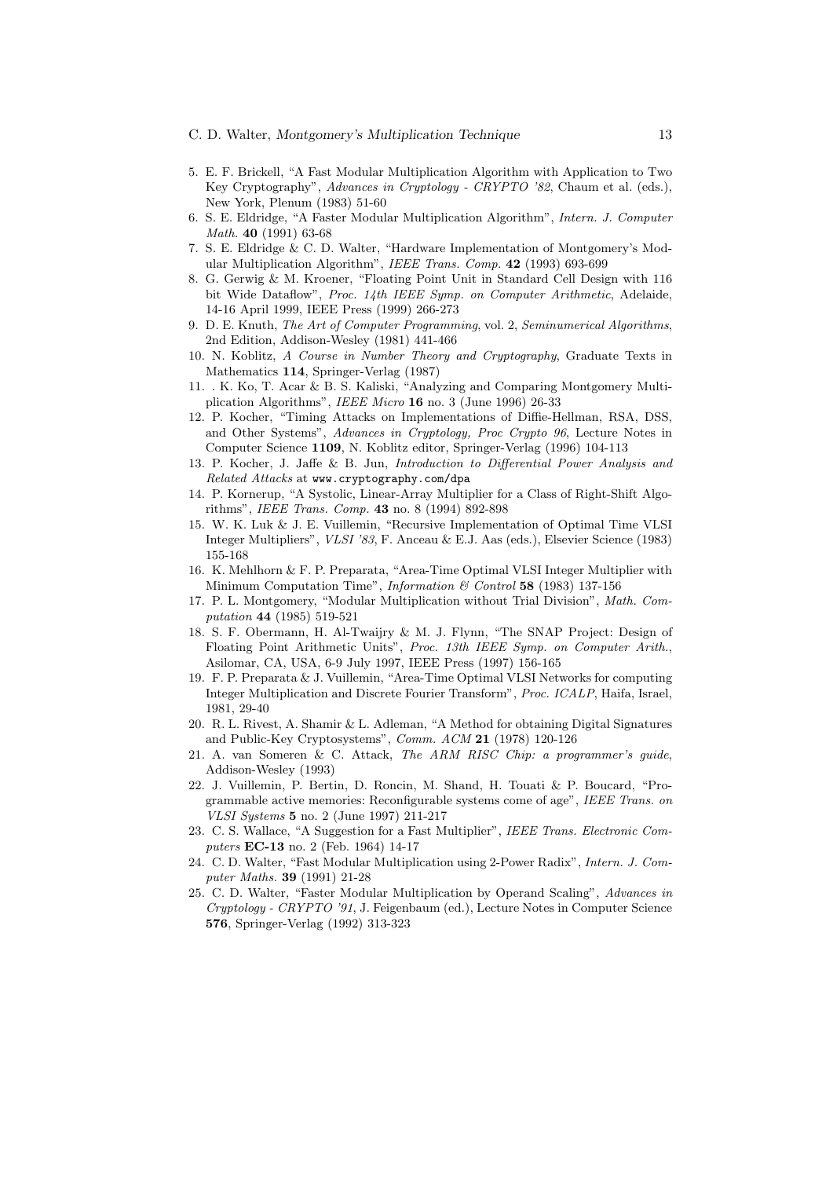5. E. F. Brickell, "A Fast Modular Multiplication Algorithm with Application to Two Key Cryptography", *Advances in Cryptology - CRYPTO '82*, Chaum et al. (eds.), New York, Plenum (1983) 51-60
6. S. E. Eldridge, "A Faster Modular Multiplication Algorithm", *Intern. J. Computer Math.* **40** (1991) 63-68
7. S. E. Eldridge & C. D. Walter, "Hardware Implementation of Montgomery's Modular Multiplication Algorithm", *IEEE Trans. Comp.* **42** (1993) 693-699
8. G. Gerwig & M. Kroener, "Floating Point Unit in Standard Cell Design with 116 bit Wide Dataflow", *Proc. 14th IEEE Symp. on Computer Arithmetic*, Adelaide, 14-16 April 1999, IEEE Press (1999) 266-273
9. D. E. Knuth, *The Art of Computer Programming*, vol. 2, *Seminumerical Algorithms*, 2nd Edition, Addison-Wesley (1981) 441-466
10. N. Koblitz, *A Course in Number Theory and Cryptography*, Graduate Texts in Mathematics **114**, Springer-Verlag (1987)
11. . K. Ko, T. Acar & B. S. Kaliski, "Analyzing and Comparing Montgomery Multiplication Algorithms", *IEEE Micro* **16** no. 3 (June 1996) 26-33
12. P. Kocher, "Timing Attacks on Implementations of Diffie-Hellman, RSA, DSS, and Other Systems", *Advances in Cryptology, Proc Crypto 96*, Lecture Notes in Computer Science **1109**, N. Koblitz editor, Springer-Verlag (1996) 104-113
13. P. Kocher, J. Jaffe & B. Jun, *Introduction to Differential Power Analysis and Related Attacks* at `www.cryptography.com/dpa`
14. P. Kornerup, "A Systolic, Linear-Array Multiplier for a Class of Right-Shift Algorithms", *IEEE Trans. Comp.* **43** no. 8 (1994) 892-898
15. W. K. Luk & J. E. Vuillemin, "Recursive Implementation of Optimal Time VLSI Integer Multipliers", *VLSI '83*, F. Anceau & E.J. Aas (eds.), Elsevier Science (1983) 155-168
16. K. Mehlhorn & F. P. Preparata, "Area-Time Optimal VLSI Integer Multiplier with Minimum Computation Time", *Information & Control* **58** (1983) 137-156
17. P. L. Montgomery, "Modular Multiplication without Trial Division", *Math. Computation* **44** (1985) 519-521
18. S. F. Obermann, H. Al-Twaijry & M. J. Flynn, "The SNAP Project: Design of Floating Point Arithmetic Units", *Proc. 13th IEEE Symp. on Computer Arith.*, Asilomar, CA, USA, 6-9 July 1997, IEEE Press (1997) 156-165
19. F. P. Preparata & J. Vuillemin, "Area-Time Optimal VLSI Networks for computing Integer Multiplication and Discrete Fourier Transform", *Proc. ICALP*, Haifa, Israel, 1981, 29-40
20. R. L. Rivest, A. Shamir & L. Adleman, "A Method for obtaining Digital Signatures and Public-Key Cryptosystems", *Comm. ACM* **21** (1978) 120-126
21. A. van Someren & C. Attack, *The ARM RISC Chip: a programmer's guide*, Addison-Wesley (1993)
22. J. Vuillemin, P. Bertin, D. Roncin, M. Shand, H. Touati & P. Boucard, "Programmable active memories: Reconfigurable systems come of age", *IEEE Trans. on VLSI Systems* **5** no. 2 (June 1997) 211-217
23. C. S. Wallace, "A Suggestion for a Fast Multiplier", *IEEE Trans. Electronic Computers* **EC-13** no. 2 (Feb. 1964) 14-17
24. C. D. Walter, "Fast Modular Multiplication using 2-Power Radix", *Intern. J. Computer Maths.* **39** (1991) 21-28
25. C. D. Walter, "Faster Modular Multiplication by Operand Scaling", *Advances in Cryptology - CRYPTO '91*, J. Feigenbaum (ed.), Lecture Notes in Computer Science **576**, Springer-Verlag (1992) 313-323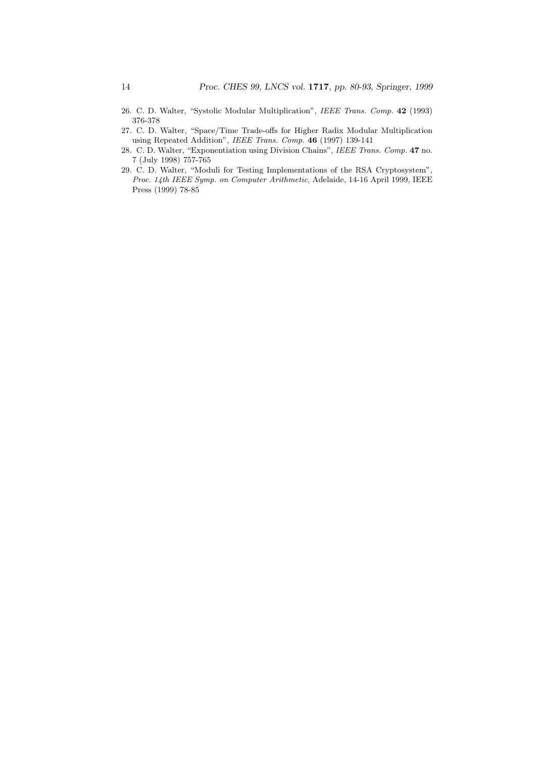26. C. D. Walter, "Systolic Modular Multiplication", *IEEE Trans. Comp.* **42** (1993) 376-378
27. C. D. Walter, "Space/Time Trade-offs for Higher Radix Modular Multiplication using Repeated Addition", *IEEE Trans. Comp.* **46** (1997) 139-141
28. C. D. Walter, "Exponentiation using Division Chains", *IEEE Trans. Comp.* **47** no. 7 (July 1998) 757-765
29. C. D. Walter, "Moduli for Testing Implementations of the RSA Cryptosystem", *Proc. 14th IEEE Symp. on Computer Arithmetic*, Adelaide, 14-16 April 1999, IEEE Press (1999) 78-85